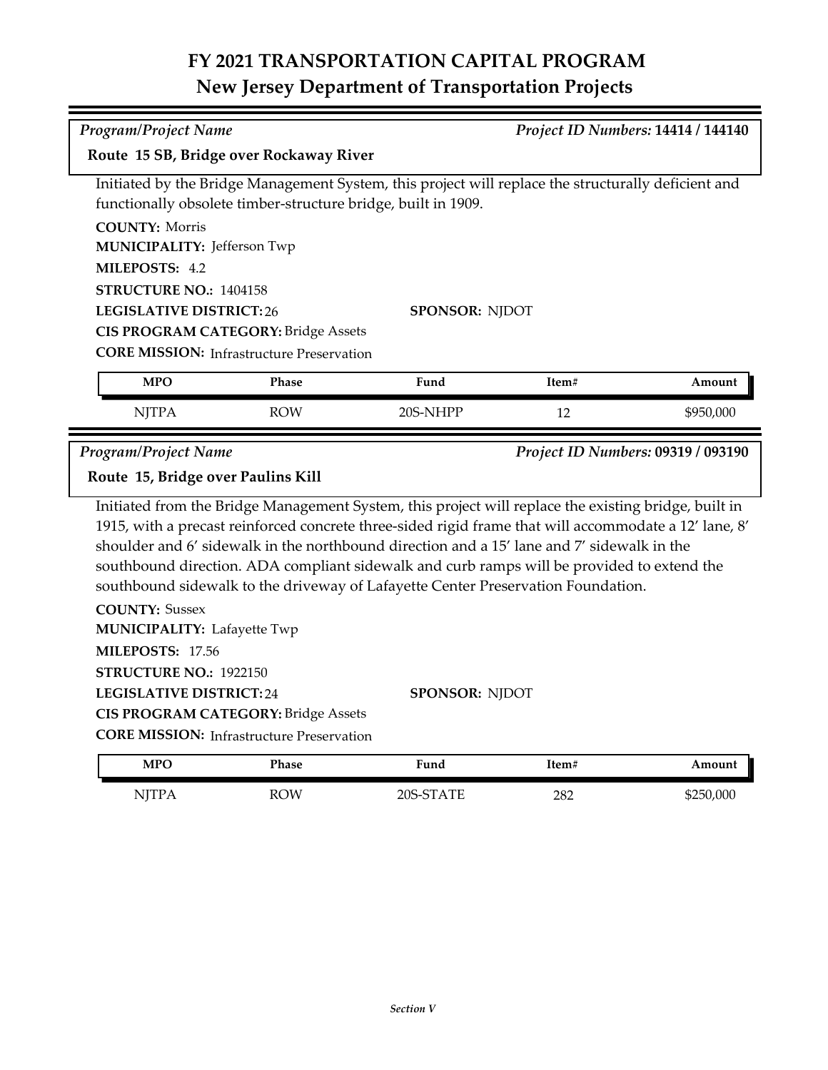# FY 2021 TRANSPORTATION CAPITAL PROGRAM
## New Jersey Department of Transportation Projects

*Program/Project Name* *Project ID Numbers:* **14414 / 144140**

**Route 15 SB, Bridge over Rockaway River**

Initiated by the Bridge Management System, this project will replace the structurally deficient and functionally obsolete timber-structure bridge, built in 1909.

**COUNTY:** Morris
**MUNICIPALITY:** Jefferson Twp
**MILEPOSTS:** 4.2
**STRUCTURE NO.:** 1404158
**LEGISLATIVE DISTRICT:** 26
**SPONSOR:** NJDOT
**CIS PROGRAM CATEGORY:** Bridge Assets
**CORE MISSION:** Infrastructure Preservation

| MPO | Phase | Fund | Item# | Amount |
|---|---|---|---|---|
| NJTPA | ROW | 20S-NHPP | 12 | $950,000 |

*Program/Project Name* *Project ID Numbers:* **09319 / 093190**

**Route 15, Bridge over Paulins Kill**

Initiated from the Bridge Management System, this project will replace the existing bridge, built in 1915, with a precast reinforced concrete three-sided rigid frame that will accommodate a 12' lane, 8' shoulder and 6' sidewalk in the northbound direction and a 15' lane and 7' sidewalk in the southbound direction. ADA compliant sidewalk and curb ramps will be provided to extend the southbound sidewalk to the driveway of Lafayette Center Preservation Foundation.

**COUNTY:** Sussex
**MUNICIPALITY:** Lafayette Twp
**MILEPOSTS:** 17.56
**STRUCTURE NO.:** 1922150
**LEGISLATIVE DISTRICT:** 24
**SPONSOR:** NJDOT
**CIS PROGRAM CATEGORY:** Bridge Assets
**CORE MISSION:** Infrastructure Preservation

| MPO | Phase | Fund | Item# | Amount |
|---|---|---|---|---|
| NJTPA | ROW | 20S-STATE | 282 | $250,000 |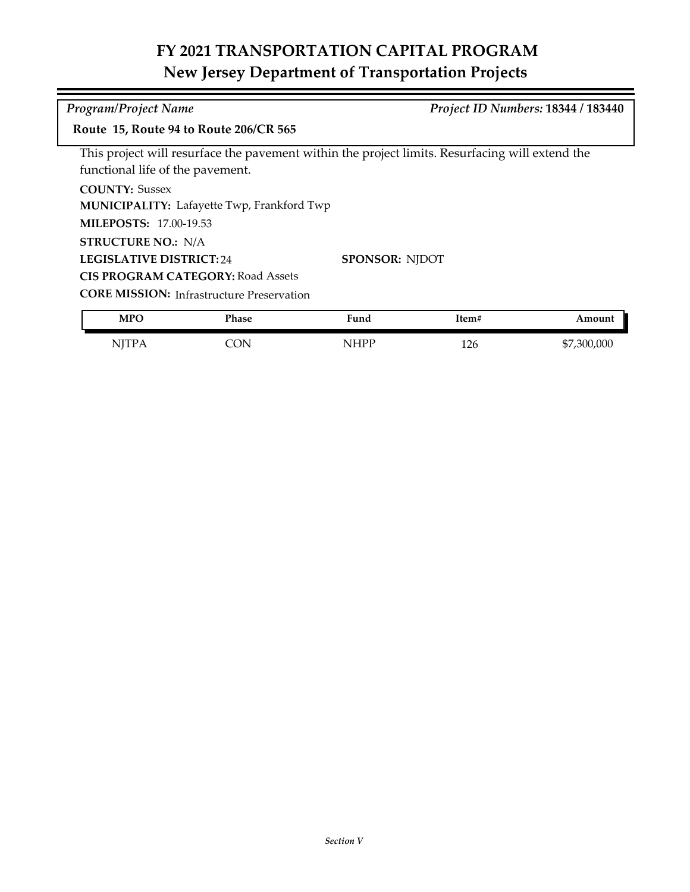# FY 2021 TRANSPORTATION CAPITAL PROGRAM
## New Jersey Department of Transportation Projects

*Program/Project Name* *Project ID Numbers:* **18344 / 183440**

**Route 15, Route 94 to Route 206/CR 565**

This project will resurface the pavement within the project limits. Resurfacing will extend the functional life of the pavement.

**COUNTY:** Sussex

**MUNICIPALITY:** Lafayette Twp, Frankford Twp

**MILEPOSTS:** 17.00-19.53

**STRUCTURE NO.:** N/A

**LEGISLATIVE DISTRICT:** 24

**SPONSOR:** NJDOT

**CIS PROGRAM CATEGORY:** Road Assets

**CORE MISSION:** Infrastructure Preservation

| MPO | Phase | Fund | Item# | Amount |
|---|---|---|---|---|
| NJTPA | CON | NHPP | 126 | $7,300,000 |